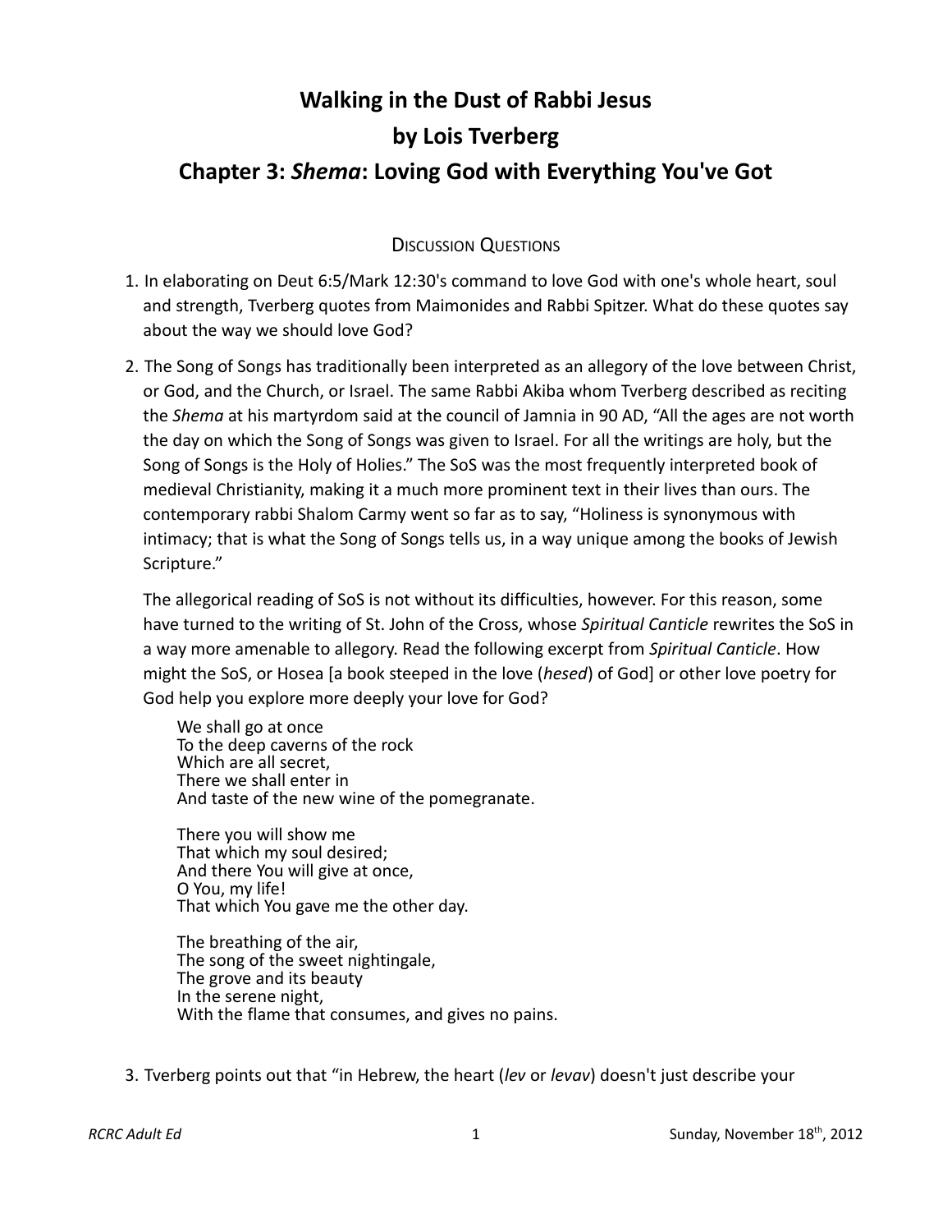# Walking in the Dust of Rabbi Jesus

# by Lois Tverberg

# Chapter 3: *Shema*: Loving God with Everything You've Got

## Discussion Questions

1. In elaborating on Deut 6:5/Mark 12:30's command to love God with one's whole heart, soul and strength, Tverberg quotes from Maimonides and Rabbi Spitzer. What do these quotes say about the way we should love God?

2. The Song of Songs has traditionally been interpreted as an allegory of the love between Christ, or God, and the Church, or Israel. The same Rabbi Akiba whom Tverberg described as reciting the *Shema* at his martyrdom said at the council of Jamnia in 90 AD, "All the ages are not worth the day on which the Song of Songs was given to Israel. For all the writings are holy, but the Song of Songs is the Holy of Holies." The SoS was the most frequently interpreted book of medieval Christianity, making it a much more prominent text in their lives than ours. The contemporary rabbi Shalom Carmy went so far as to say, "Holiness is synonymous with intimacy; that is what the Song of Songs tells us, in a way unique among the books of Jewish Scripture."

   The allegorical reading of SoS is not without its difficulties, however. For this reason, some have turned to the writing of St. John of the Cross, whose *Spiritual Canticle* rewrites the SoS in a way more amenable to allegory. Read the following excerpt from *Spiritual Canticle*. How might the SoS, or Hosea [a book steeped in the love (*hesed*) of God] or other love poetry for God help you explore more deeply your love for God?

   > We shall go at once
   > To the deep caverns of the rock
   > Which are all secret,
   > There we shall enter in
   > And taste of the new wine of the pomegranate.
   >
   > There you will show me
   > That which my soul desired;
   > And there You will give at once,
   > O You, my life!
   > That which You gave me the other day.
   >
   > The breathing of the air,
   > The song of the sweet nightingale,
   > The grove and its beauty
   > In the serene night,
   > With the flame that consumes, and gives no pains.

3. Tverberg points out that "in Hebrew, the heart (*lev* or *levav*) doesn't just describe your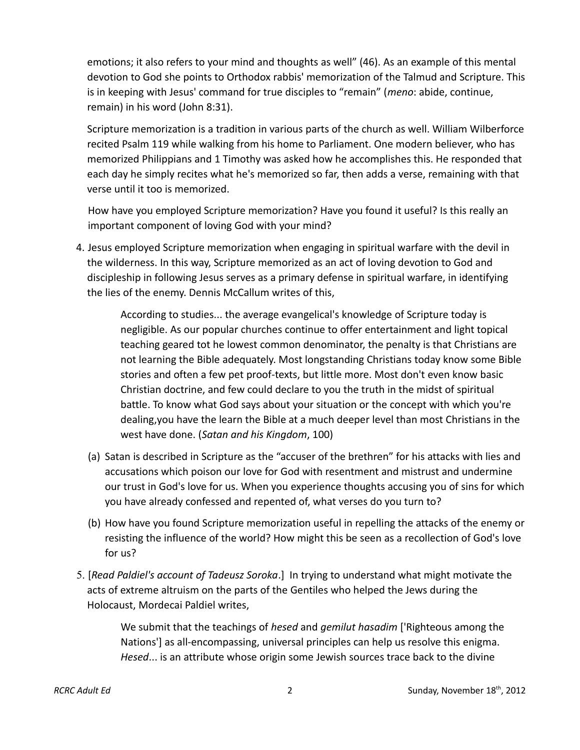emotions; it also refers to your mind and thoughts as well" (46). As an example of this mental devotion to God she points to Orthodox rabbis' memorization of the Talmud and Scripture. This is in keeping with Jesus' command for true disciples to "remain" (*meno*: abide, continue, remain) in his word (John 8:31).

Scripture memorization is a tradition in various parts of the church as well. William Wilberforce recited Psalm 119 while walking from his home to Parliament. One modern believer, who has memorized Philippians and 1 Timothy was asked how he accomplishes this. He responded that each day he simply recites what he's memorized so far, then adds a verse, remaining with that verse until it too is memorized.

How have you employed Scripture memorization? Have you found it useful? Is this really an important component of loving God with your mind?

4. Jesus employed Scripture memorization when engaging in spiritual warfare with the devil in the wilderness. In this way, Scripture memorized as an act of loving devotion to God and discipleship in following Jesus serves as a primary defense in spiritual warfare, in identifying the lies of the enemy. Dennis McCallum writes of this,

   > According to studies... the average evangelical's knowledge of Scripture today is negligible. As our popular churches continue to offer entertainment and light topical teaching geared tot he lowest common denominator, the penalty is that Christians are not learning the Bible adequately. Most longstanding Christians today know some Bible stories and often a few pet proof-texts, but little more. Most don't even know basic Christian doctrine, and few could declare to you the truth in the midst of spiritual battle. To know what God says about your situation or the concept with which you're dealing,you have the learn the Bible at a much deeper level than most Christians in the west have done. (*Satan and his Kingdom*, 100)

   (a) Satan is described in Scripture as the "accuser of the brethren" for his attacks with lies and accusations which poison our love for God with resentment and mistrust and undermine our trust in God's love for us. When you experience thoughts accusing you of sins for which you have already confessed and repented of, what verses do you turn to?

   (b) How have you found Scripture memorization useful in repelling the attacks of the enemy or resisting the influence of the world? How might this be seen as a recollection of God's love for us?

5. [*Read Paldiel's account of Tadeusz Soroka*.] In trying to understand what might motivate the acts of extreme altruism on the parts of the Gentiles who helped the Jews during the Holocaust, Mordecai Paldiel writes,

   > We submit that the teachings of *hesed* and *gemilut hasadim* ['Righteous among the Nations'] as all-encompassing, universal principles can help us resolve this enigma. *Hesed*... is an attribute whose origin some Jewish sources trace back to the divine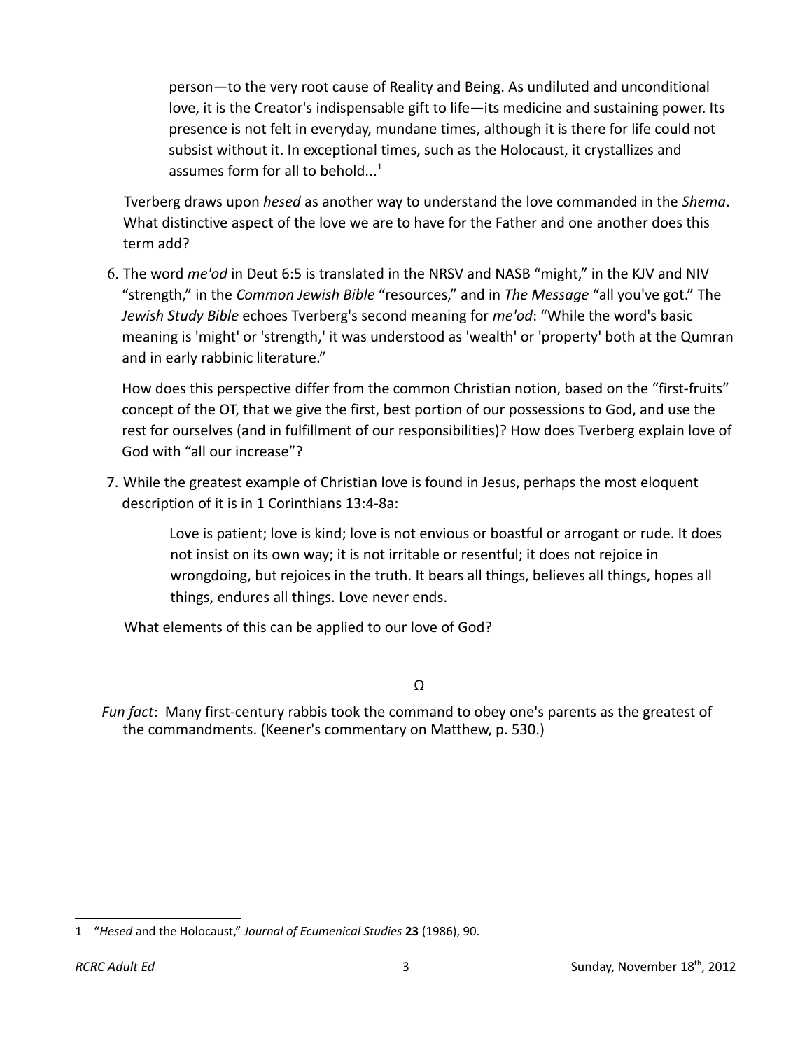> person—to the very root cause of Reality and Being. As undiluted and unconditional love, it is the Creator's indispensable gift to life—its medicine and sustaining power. Its presence is not felt in everyday, mundane times, although it is there for life could not subsist without it. In exceptional times, such as the Holocaust, it crystallizes and assumes form for all to behold...[1]

Tverberg draws upon *hesed* as another way to understand the love commanded in the *Shema*. What distinctive aspect of the love we are to have for the Father and one another does this term add?

6. The word *me'od* in Deut 6:5 is translated in the NRSV and NASB "might," in the KJV and NIV "strength," in the *Common Jewish Bible* "resources," and in *The Message* "all you've got." The *Jewish Study Bible* echoes Tverberg's second meaning for *me'od*: "While the word's basic meaning is 'might' or 'strength,' it was understood as 'wealth' or 'property' both at the Qumran and in early rabbinic literature."

   How does this perspective differ from the common Christian notion, based on the "first-fruits" concept of the OT, that we give the first, best portion of our possessions to God, and use the rest for ourselves (and in fulfillment of our responsibilities)? How does Tverberg explain love of God with "all our increase"?

7. While the greatest example of Christian love is found in Jesus, perhaps the most eloquent description of it is in 1 Corinthians 13:4-8a:

   > Love is patient; love is kind; love is not envious or boastful or arrogant or rude. It does not insist on its own way; it is not irritable or resentful; it does not rejoice in wrongdoing, but rejoices in the truth. It bears all things, believes all things, hopes all things, endures all things. Love never ends.

   What elements of this can be applied to our love of God?

Ω

*Fun fact*: Many first-century rabbis took the command to obey one's parents as the greatest of the commandments. (Keener's commentary on Matthew, p. 530.)

---

1 "*Hesed* and the Holocaust," *Journal of Ecumenical Studies* **23** (1986), 90.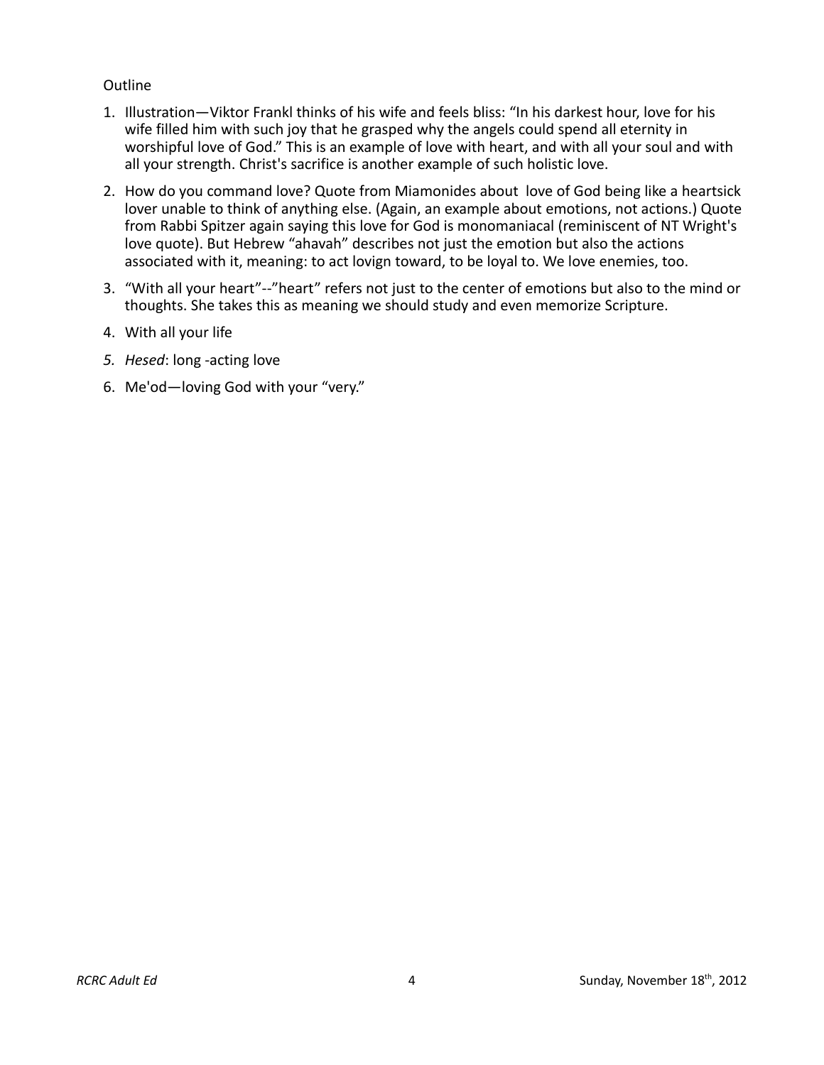Outline

1. Illustration—Viktor Frankl thinks of his wife and feels bliss: “In his darkest hour, love for his wife filled him with such joy that he grasped why the angels could spend all eternity in worshipful love of God.” This is an example of love with heart, and with all your soul and with all your strength. Christ's sacrifice is another example of such holistic love.
2. How do you command love? Quote from Miamonides about love of God being like a heartsick lover unable to think of anything else. (Again, an example about emotions, not actions.) Quote from Rabbi Spitzer again saying this love for God is monomaniacal (reminiscent of NT Wright's love quote). But Hebrew “ahavah” describes not just the emotion but also the actions associated with it, meaning: to act lovign toward, to be loyal to. We love enemies, too.
3. “With all your heart”--”heart” refers not just to the center of emotions but also to the mind or thoughts. She takes this as meaning we should study and even memorize Scripture.
4. With all your life
5. *Hesed*: long -acting love
6. Me'od—loving God with your “very.”